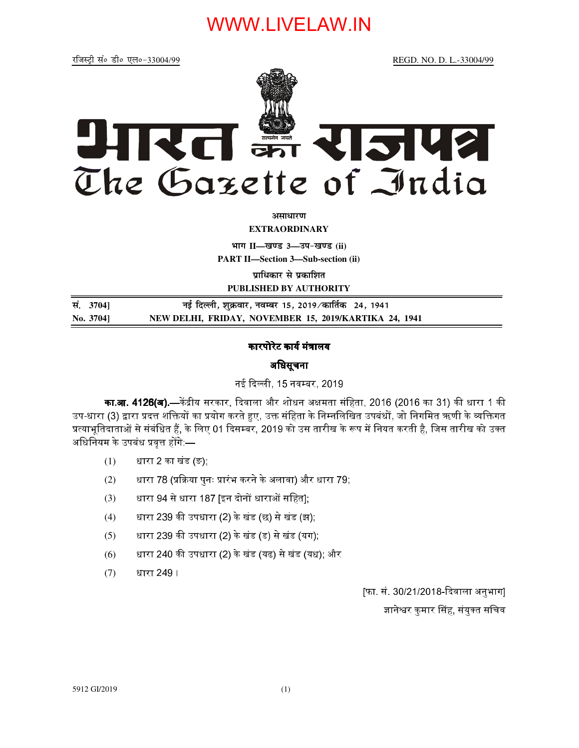WWW.LIVELAW.IN

रजिस्ट्री सं० डी० एल०-33004/99 REGD. NO. D. L.-33004/99

# भारत का राजपत्र
# The Gazette of India

**असाधारण**

**EXTRAORDINARY**

**भाग II—खण्ड 3—उप-खण्ड (ii)**

**PART II—Section 3—Sub-section (ii)**

**प्राधिकार से प्रकाशित**

**PUBLISHED BY AUTHORITY**

| सं. 3704] | नई दिल्ली, शुक्रवार, नवम्बर 15, 2019/कार्तिक 24, 1941 |
|---|---|
| No. 3704] | NEW DELHI, FRIDAY, NOVEMBER 15, 2019/KARTIKA 24, 1941 |

## कारपोरेट कार्य मंत्रालय

### अधिसूचना

नई दिल्ली, 15 नवम्बर, 2019

**का.आ. 4126(अ).**—केंद्रीय सरकार, दिवाला और शोधन अक्षमता संहिता, 2016 (2016 का 31) की धारा 1 की उप-धारा (3) द्वारा प्रदत्त शक्तियों का प्रयोग करते हुए, उक्त संहिता के निम्नलिखित उपबंधों, जो निगमित ऋणी के व्यक्तिगत प्रत्याभूतिदाताओं से संबंधित हैं, के लिए 01 दिसम्बर, 2019 को उस तारीख के रूप में नियत करती है, जिस तारीख को उक्त अधिनियम के उपबंध प्रवृत्त होंगे:—

(1) धारा 2 का खंड (ङ);

(2) धारा 78 (प्रक्रिया पुनः प्रारंभ करने के अलावा) और धारा 79;

(3) धारा 94 से धारा 187 [इन दोनों धाराओं सहित];

(4) धारा 239 की उपधारा (2) के खंड (छ) से खंड (झ);

(5) धारा 239 की उपधारा (2) के खंड (ड) से खंड (यग);

(6) धारा 240 की उपधारा (2) के खंड (यढ) से खंड (यध); और

(7) धारा 249 ।

[फा. सं. 30/21/2018-दिवाला अनुभाग]

ज्ञानेश्वर कुमार सिंह, संयुक्त सचिव

5912 GI/2019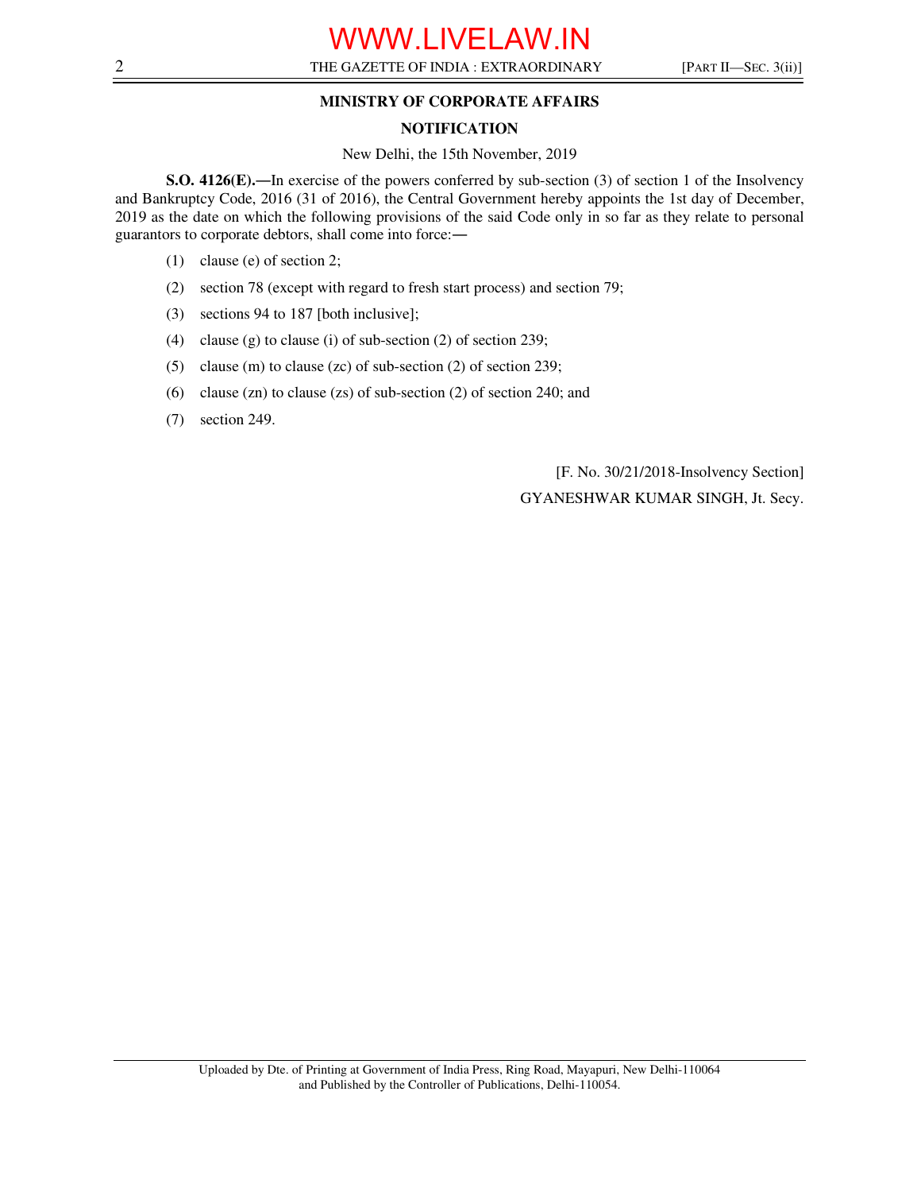**MINISTRY OF CORPORATE AFFAIRS**

**NOTIFICATION**

New Delhi, the 15th November, 2019

**S.O. 4126(E).—**In exercise of the powers conferred by sub-section (3) of section 1 of the Insolvency and Bankruptcy Code, 2016 (31 of 2016), the Central Government hereby appoints the 1st day of December, 2019 as the date on which the following provisions of the said Code only in so far as they relate to personal guarantors to corporate debtors, shall come into force:—

(1) clause (e) of section 2;

(2) section 78 (except with regard to fresh start process) and section 79;

(3) sections 94 to 187 [both inclusive];

(4) clause (g) to clause (i) of sub-section (2) of section 239;

(5) clause (m) to clause (zc) of sub-section (2) of section 239;

(6) clause (zn) to clause (zs) of sub-section (2) of section 240; and

(7) section 249.

[F. No. 30/21/2018-Insolvency Section]

GYANESHWAR KUMAR SINGH, Jt. Secy.

Uploaded by Dte. of Printing at Government of India Press, Ring Road, Mayapuri, New Delhi-110064 and Published by the Controller of Publications, Delhi-110054.